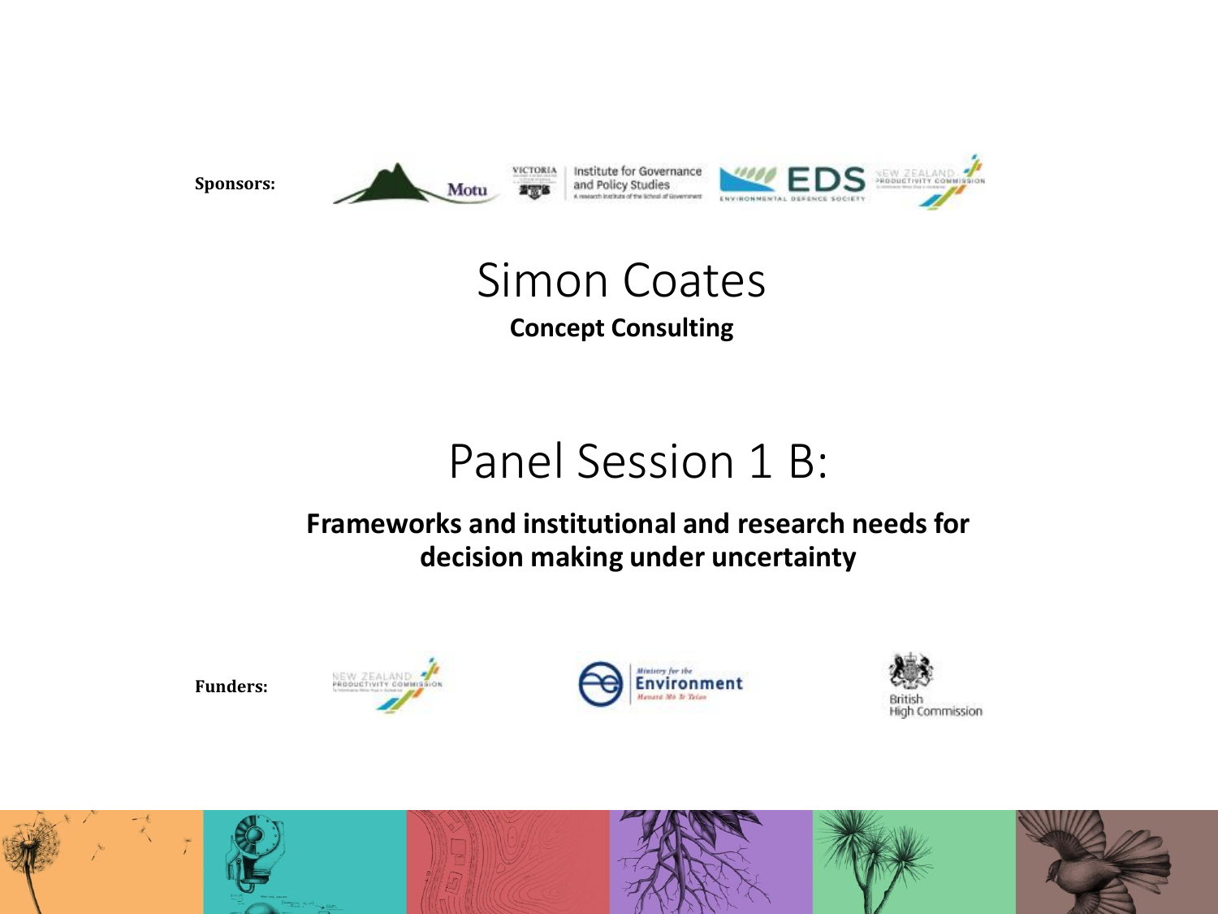**Sponsors:**

# Simon Coates

**Concept Consulting**

## Panel Session 1 B:

**Frameworks and institutional and research needs for decision making under uncertainty**

**Funders:**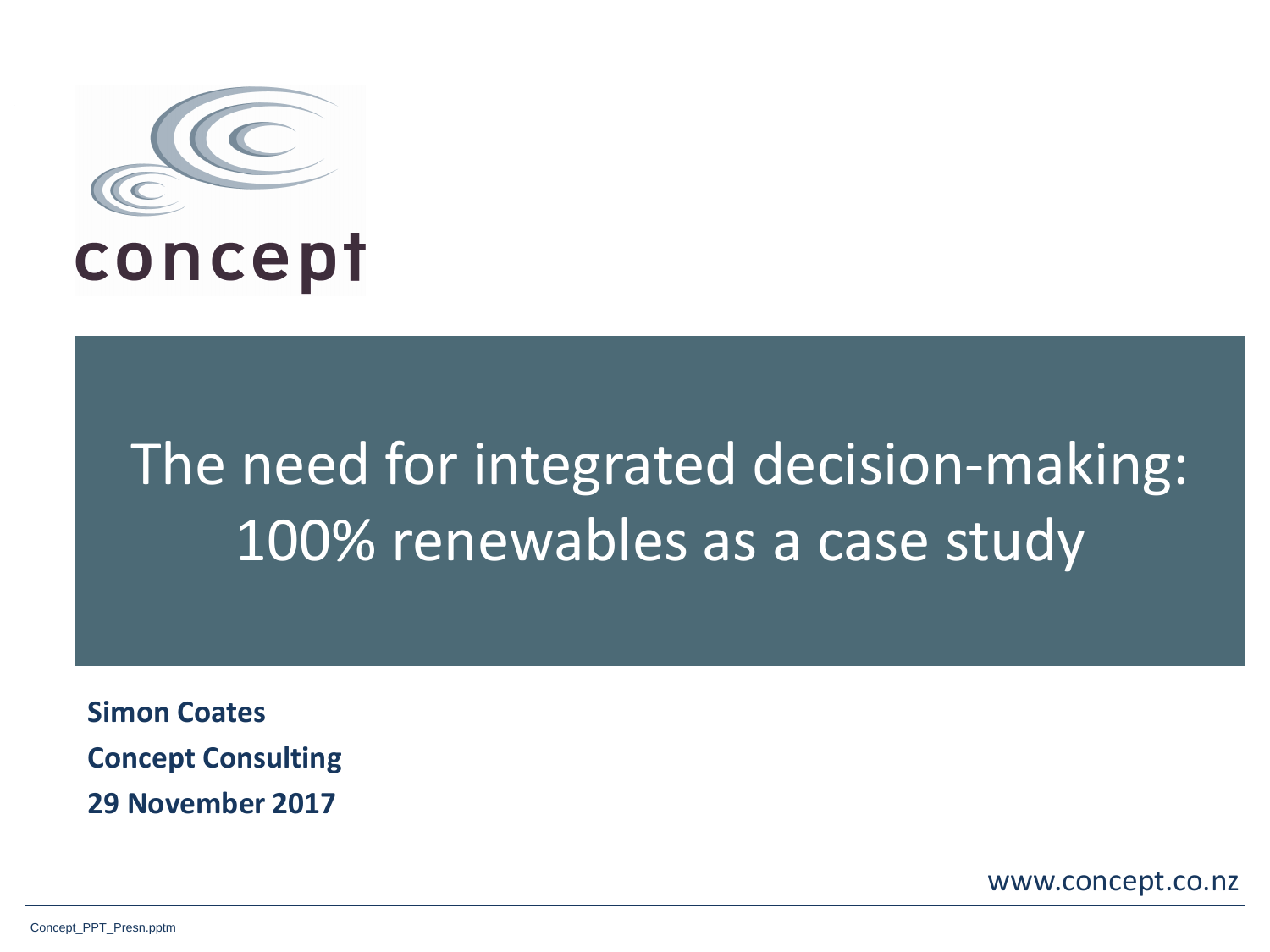concept

# The need for integrated decision-making: 100% renewables as a case study

**Simon Coates**

**Concept Consulting**

**29 November 2017**

www.concept.co.nz

Concept_PPT_Presn.pptm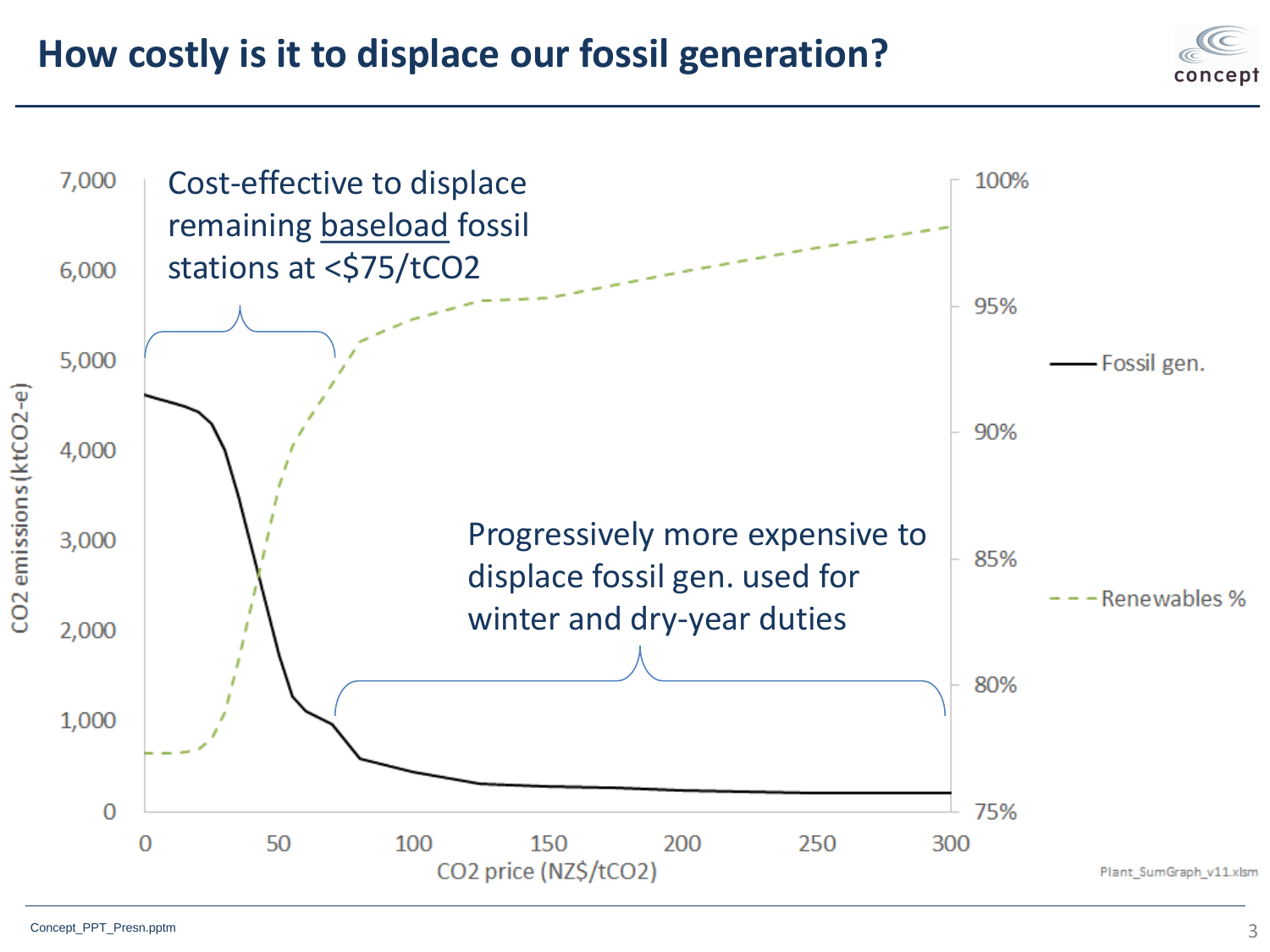# How costly is it to displace our fossil generation?

Cost-effective to displace remaining baseload fossil stations at <$75/tCO2

Progressively more expensive to displace fossil gen. used for winter and dry-year duties

CO2 emissions (ktCO2-e)

CO2 price (NZ$/tCO2)

— Fossil gen.

- - Renewables %

Plant_SumGraph_v11.xlsm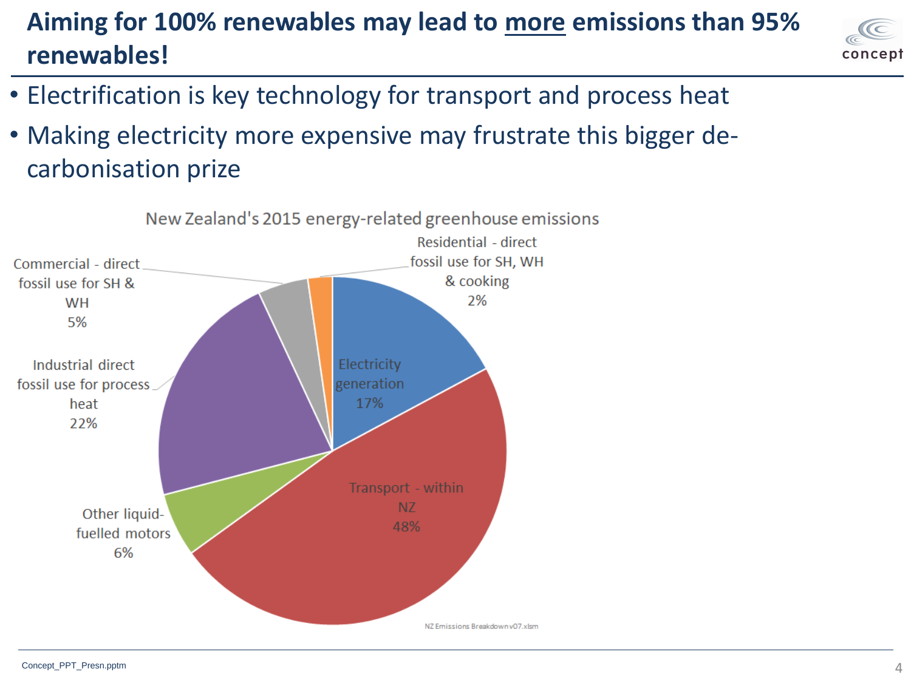# Aiming for 100% renewables may lead to more emissions than 95% renewables!

- Electrification is key technology for transport and process heat
- Making electricity more expensive may frustrate this bigger de-carbonisation prize

New Zealand's 2015 energy-related greenhouse emissions

| Category | Share |
|---|---|
| Electricity generation | 17% |
| Transport - within NZ | 48% |
| Other liquid-fuelled motors | 6% |
| Industrial direct fossil use for process heat | 22% |
| Commercial - direct fossil use for SH & WH | 5% |
| Residential - direct fossil use for SH, WH & cooking | 2% |

NZ Emissions Breakdown v07.xlsm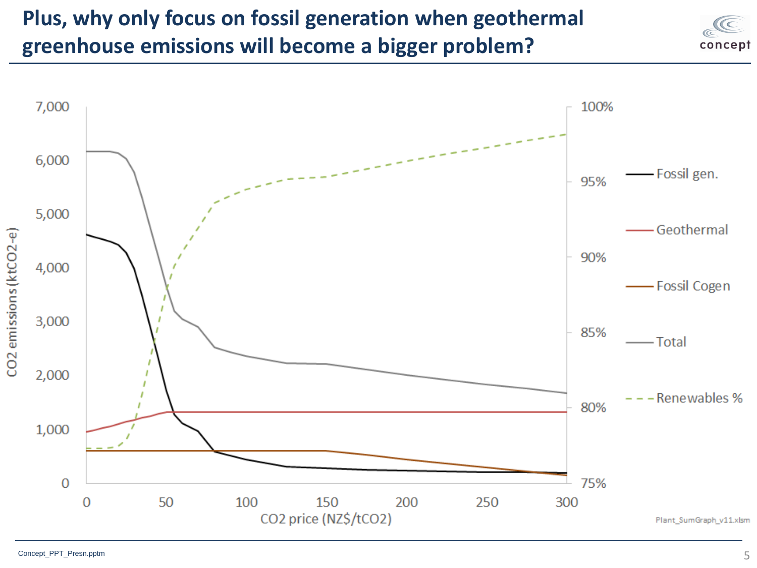# Plus, why only focus on fossil generation when geothermal greenhouse emissions will become a bigger problem?

CO2 emissions (ktCO2-e)

7,000
6,000
5,000
4,000
3,000
2,000
1,000
0

100%
95%
90%
85%
80%
75%

0 50 100 150 200 250 300

CO2 price (NZ$/tCO2)

- Fossil gen.
- Geothermal
- Fossil Cogen
- Total
- Renewables %

Plant_SumGraph_v11.xlsm

Concept_PPT_Presn.pptm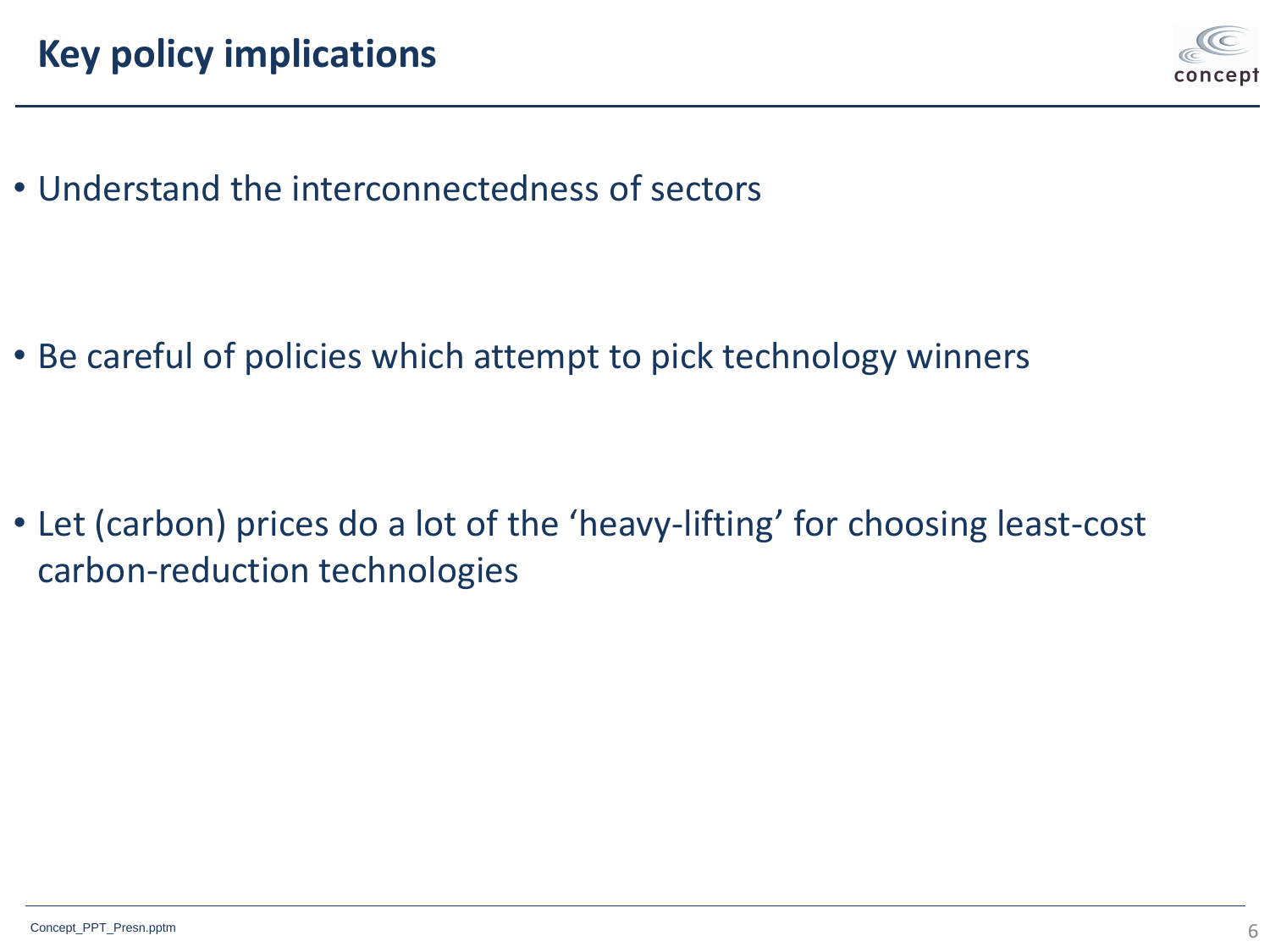# Key policy implications

- Understand the interconnectedness of sectors

- Be careful of policies which attempt to pick technology winners

- Let (carbon) prices do a lot of the 'heavy-lifting' for choosing least-cost carbon-reduction technologies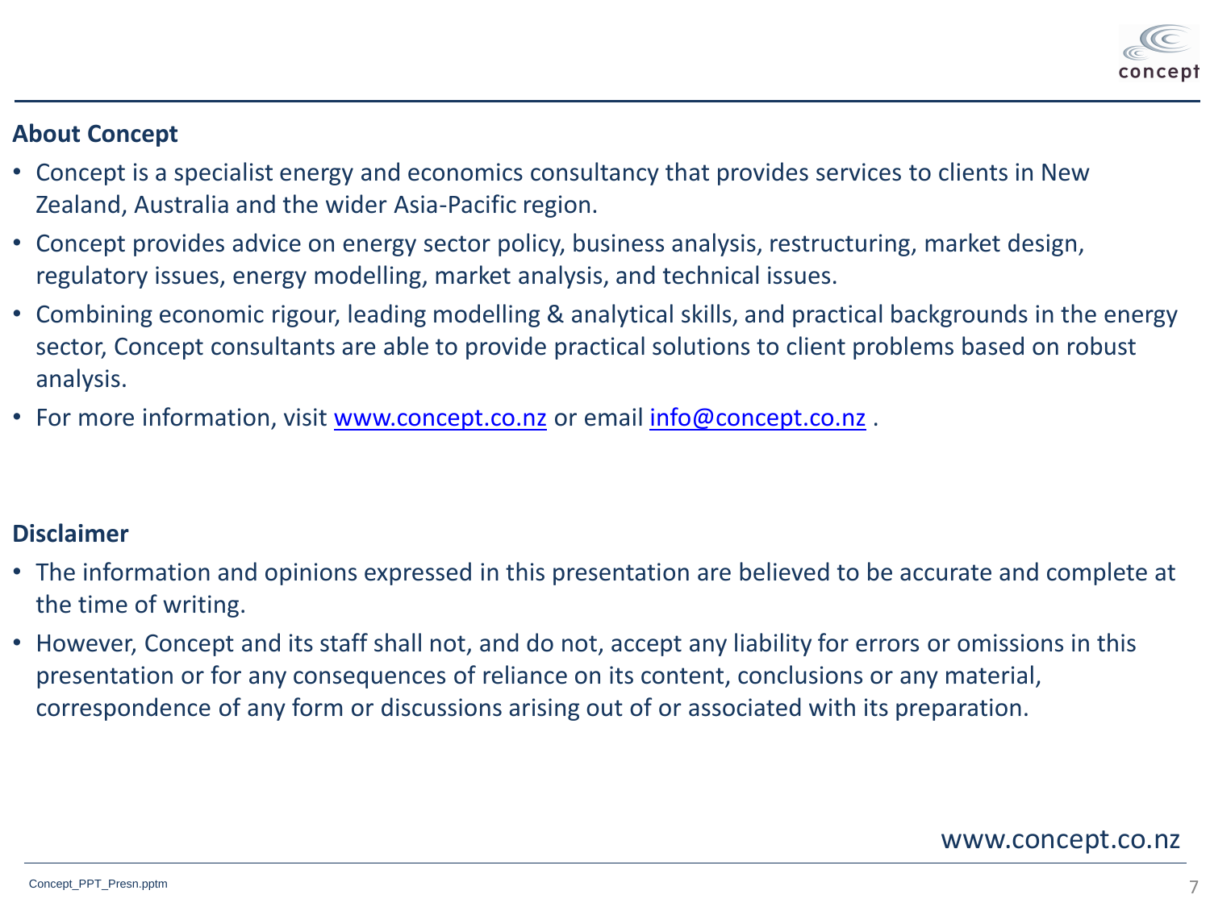## About Concept

- Concept is a specialist energy and economics consultancy that provides services to clients in New Zealand, Australia and the wider Asia-Pacific region.
- Concept provides advice on energy sector policy, business analysis, restructuring, market design, regulatory issues, energy modelling, market analysis, and technical issues.
- Combining economic rigour, leading modelling & analytical skills, and practical backgrounds in the energy sector, Concept consultants are able to provide practical solutions to client problems based on robust analysis.
- For more information, visit www.concept.co.nz or email info@concept.co.nz .

## Disclaimer

- The information and opinions expressed in this presentation are believed to be accurate and complete at the time of writing.
- However, Concept and its staff shall not, and do not, accept any liability for errors or omissions in this presentation or for any consequences of reliance on its content, conclusions or any material, correspondence of any form or discussions arising out of or associated with its preparation.